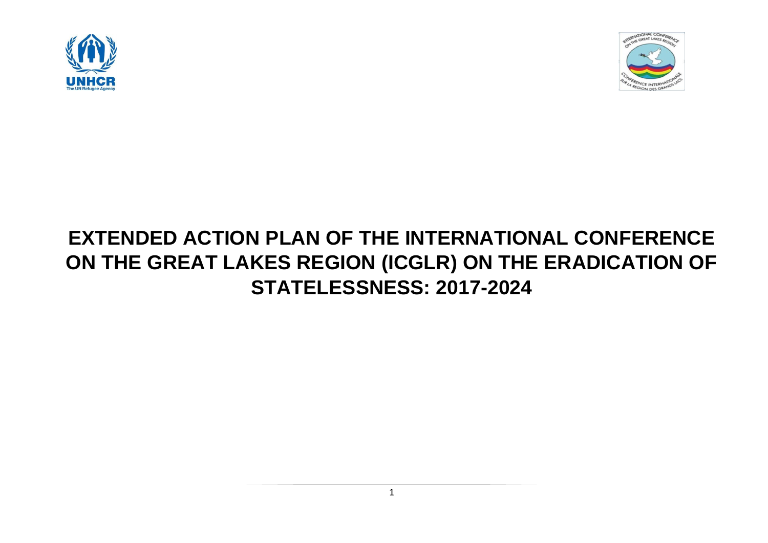# EXTENDED ACTION PLAN OF THE INTERNATIONAL CONFERENCE ON THE GREAT LAKES REGION (ICGLR) ON THE ERADICATION OF STATELESSNESS: 2017-2024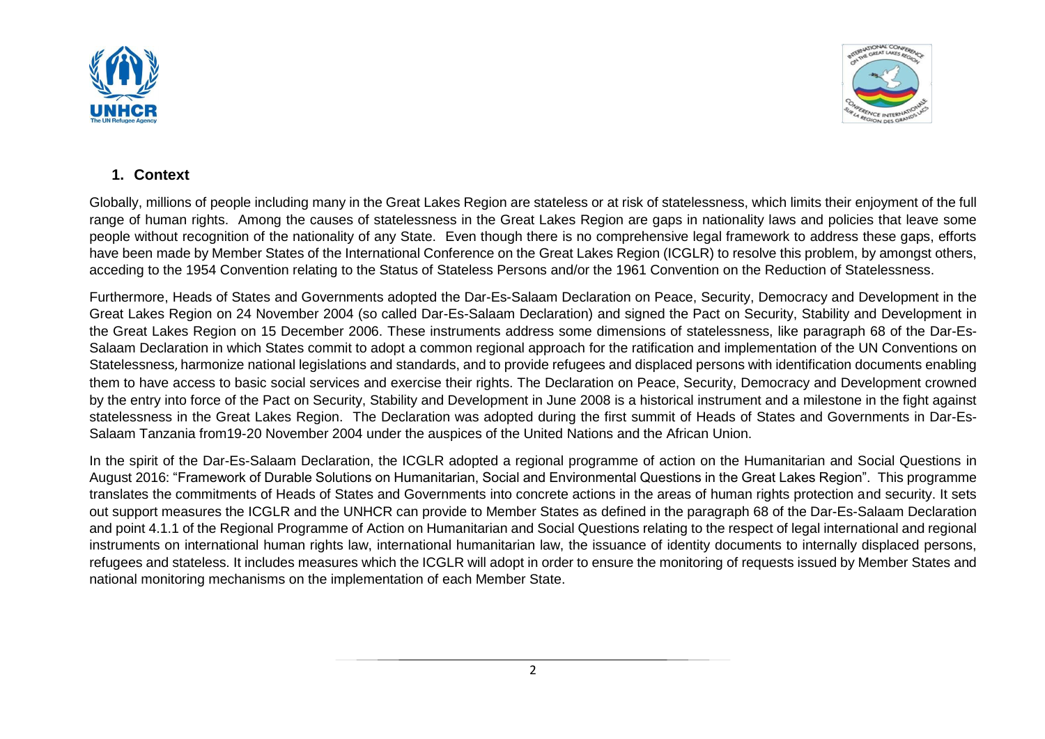## 1. Context

Globally, millions of people including many in the Great Lakes Region are stateless or at risk of statelessness, which limits their enjoyment of the full range of human rights. Among the causes of statelessness in the Great Lakes Region are gaps in nationality laws and policies that leave some people without recognition of the nationality of any State. Even though there is no comprehensive legal framework to address these gaps, efforts have been made by Member States of the International Conference on the Great Lakes Region (ICGLR) to resolve this problem, by amongst others, acceding to the 1954 Convention relating to the Status of Stateless Persons and/or the 1961 Convention on the Reduction of Statelessness.

Furthermore, Heads of States and Governments adopted the Dar-Es-Salaam Declaration on Peace, Security, Democracy and Development in the Great Lakes Region on 24 November 2004 (so called Dar-Es-Salaam Declaration) and signed the Pact on Security, Stability and Development in the Great Lakes Region on 15 December 2006. These instruments address some dimensions of statelessness, like paragraph 68 of the Dar-Es-Salaam Declaration in which States commit to adopt a common regional approach for the ratification and implementation of the UN Conventions on Statelessness, harmonize national legislations and standards, and to provide refugees and displaced persons with identification documents enabling them to have access to basic social services and exercise their rights. The Declaration on Peace, Security, Democracy and Development crowned by the entry into force of the Pact on Security, Stability and Development in June 2008 is a historical instrument and a milestone in the fight against statelessness in the Great Lakes Region. The Declaration was adopted during the first summit of Heads of States and Governments in Dar-Es-Salaam Tanzania from19-20 November 2004 under the auspices of the United Nations and the African Union.

In the spirit of the Dar-Es-Salaam Declaration, the ICGLR adopted a regional programme of action on the Humanitarian and Social Questions in August 2016: "Framework of Durable Solutions on Humanitarian, Social and Environmental Questions in the Great Lakes Region". This programme translates the commitments of Heads of States and Governments into concrete actions in the areas of human rights protection and security. It sets out support measures the ICGLR and the UNHCR can provide to Member States as defined in the paragraph 68 of the Dar-Es-Salaam Declaration and point 4.1.1 of the Regional Programme of Action on Humanitarian and Social Questions relating to the respect of legal international and regional instruments on international human rights law, international humanitarian law, the issuance of identity documents to internally displaced persons, refugees and stateless. It includes measures which the ICGLR will adopt in order to ensure the monitoring of requests issued by Member States and national monitoring mechanisms on the implementation of each Member State.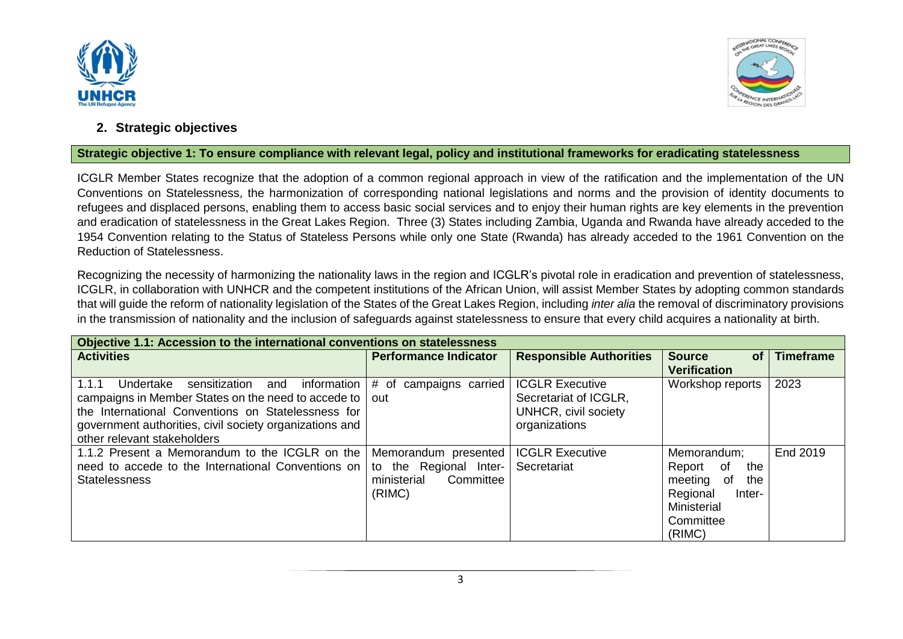## 2. Strategic objectives

**Strategic objective 1: To ensure compliance with relevant legal, policy and institutional frameworks for eradicating statelessness**

ICGLR Member States recognize that the adoption of a common regional approach in view of the ratification and the implementation of the UN Conventions on Statelessness, the harmonization of corresponding national legislations and norms and the provision of identity documents to refugees and displaced persons, enabling them to access basic social services and to enjoy their human rights are key elements in the prevention and eradication of statelessness in the Great Lakes Region. Three (3) States including Zambia, Uganda and Rwanda have already acceded to the 1954 Convention relating to the Status of Stateless Persons while only one State (Rwanda) has already acceded to the 1961 Convention on the Reduction of Statelessness.

Recognizing the necessity of harmonizing the nationality laws in the region and ICGLR's pivotal role in eradication and prevention of statelessness, ICGLR, in collaboration with UNHCR and the competent institutions of the African Union, will assist Member States by adopting common standards that will guide the reform of nationality legislation of the States of the Great Lakes Region, including *inter alia* the removal of discriminatory provisions in the transmission of nationality and the inclusion of safeguards against statelessness to ensure that every child acquires a nationality at birth.

| **Objective 1.1: Accession to the international conventions on statelessness** | | | | |
|---|---|---|---|---|
| **Activities** | **Performance Indicator** | **Responsible Authorities** | **Source of Verification** | **Timeframe** |
| 1.1.1 Undertake sensitization and information campaigns in Member States on the need to accede to the International Conventions on Statelessness for government authorities, civil society organizations and other relevant stakeholders | # of campaigns carried out | ICGLR Executive Secretariat of ICGLR, UNHCR, civil society organizations | Workshop reports | 2023 |
| 1.1.2 Present a Memorandum to the ICGLR on the need to accede to the International Conventions on Statelessness | Memorandum presented to the Regional Inter-ministerial Committee (RIMC) | ICGLR Executive Secretariat | Memorandum; Report of the meeting of the Regional Inter-Ministerial Committee (RIMC) | End 2019 |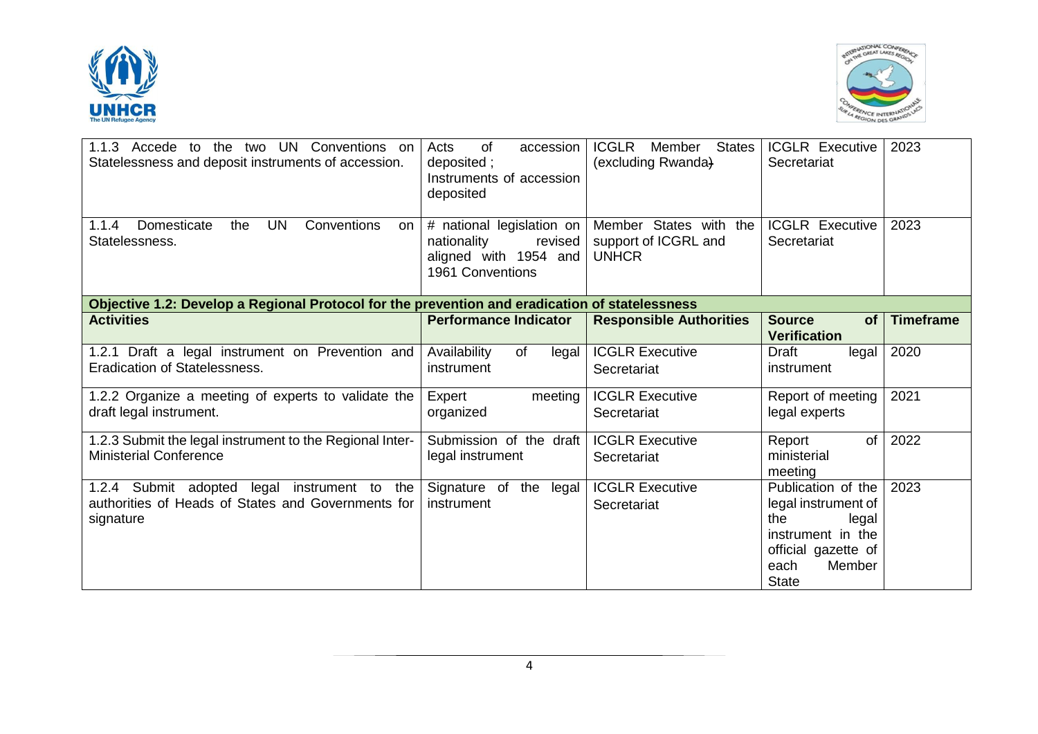| | | | | |
|---|---|---|---|---|
| 1.1.3 Accede to the two UN Conventions on Statelessness and deposit instruments of accession. | Acts of accession deposited ; Instruments of accession deposited | ICGLR Member States (excluding Rwanda) | ICGLR Executive Secretariat | 2023 |
| 1.1.4 Domesticate the UN Conventions on Statelessness. | # national legislation on nationality revised aligned with 1954 and 1961 Conventions | Member States with the support of ICGRL and UNHCR | ICGLR Executive Secretariat | 2023 |
| **Objective 1.2: Develop a Regional Protocol for the prevention and eradication of statelessness** | | | | |
| **Activities** | **Performance Indicator** | **Responsible Authorities** | **Source of Verification** | **Timeframe** |
| 1.2.1 Draft a legal instrument on Prevention and Eradication of Statelessness. | Availability of legal instrument | ICGLR Executive Secretariat | Draft legal instrument | 2020 |
| 1.2.2 Organize a meeting of experts to validate the draft legal instrument. | Expert meeting organized | ICGLR Executive Secretariat | Report of meeting legal experts | 2021 |
| 1.2.3 Submit the legal instrument to the Regional Inter-Ministerial Conference | Submission of the draft legal instrument | ICGLR Executive Secretariat | Report of ministerial meeting | 2022 |
| 1.2.4 Submit adopted legal instrument to the authorities of Heads of States and Governments for signature | Signature of the legal instrument | ICGLR Executive Secretariat | Publication of the legal instrument of the legal instrument in the official gazette of each Member State | 2023 |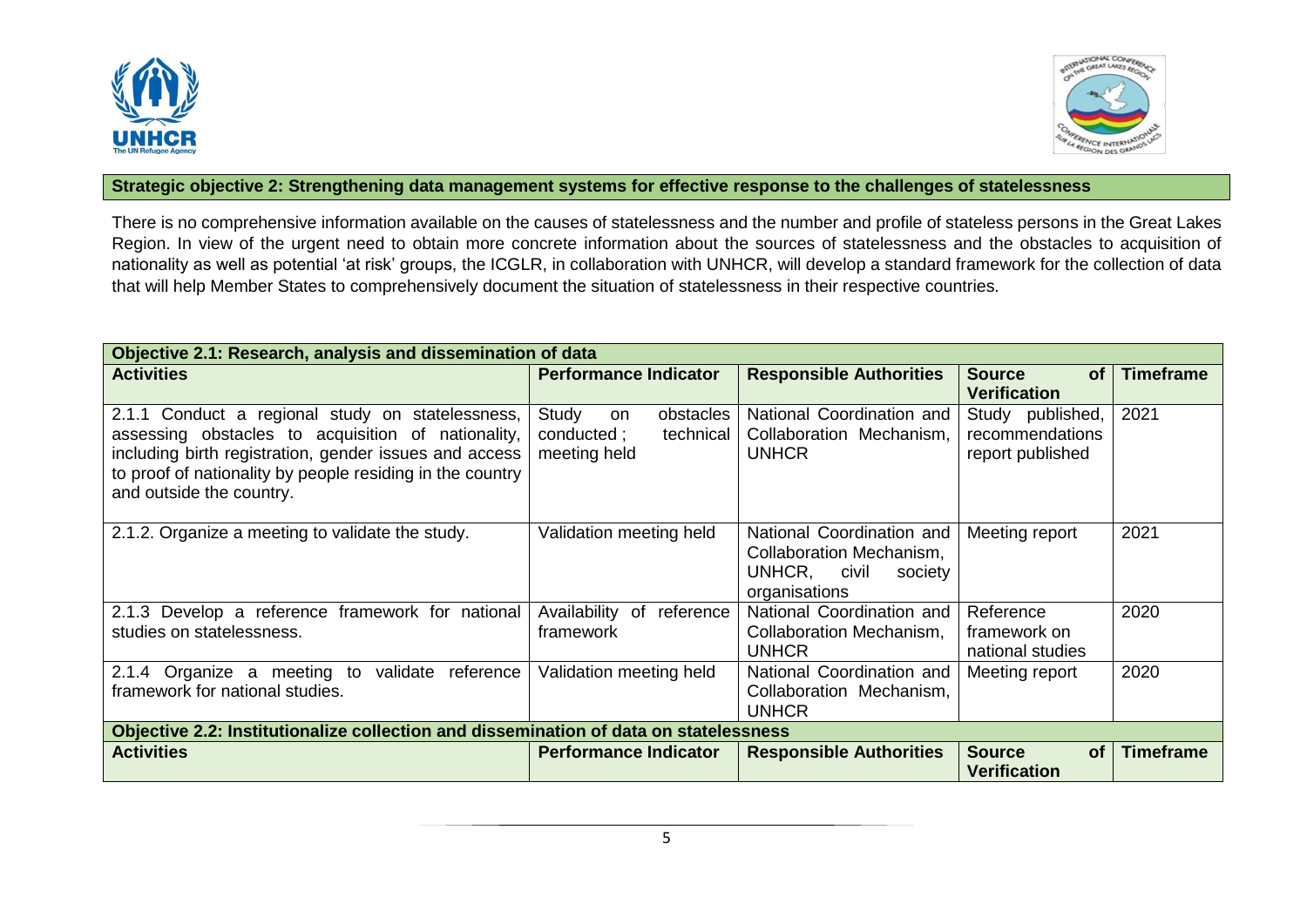**Strategic objective 2: Strengthening data management systems for effective response to the challenges of statelessness**

There is no comprehensive information available on the causes of statelessness and the number and profile of stateless persons in the Great Lakes Region. In view of the urgent need to obtain more concrete information about the sources of statelessness and the obstacles to acquisition of nationality as well as potential 'at risk' groups, the ICGLR, in collaboration with UNHCR, will develop a standard framework for the collection of data that will help Member States to comprehensively document the situation of statelessness in their respective countries.

| **Objective 2.1: Research, analysis and dissemination of data** | | | | |
|---|---|---|---|---|
| **Activities** | **Performance Indicator** | **Responsible Authorities** | **Source of Verification** | **Timeframe** |
| 2.1.1 Conduct a regional study on statelessness, assessing obstacles to acquisition of nationality, including birth registration, gender issues and access to proof of nationality by people residing in the country and outside the country. | Study on obstacles conducted ; technical meeting held | National Coordination and Collaboration Mechanism, UNHCR | Study published, recommendations report published | 2021 |
| 2.1.2. Organize a meeting to validate the study. | Validation meeting held | National Coordination and Collaboration Mechanism, UNHCR, civil society organisations | Meeting report | 2021 |
| 2.1.3 Develop a reference framework for national studies on statelessness. | Availability of reference framework | National Coordination and Collaboration Mechanism, UNHCR | Reference framework on national studies | 2020 |
| 2.1.4 Organize a meeting to validate reference framework for national studies. | Validation meeting held | National Coordination and Collaboration Mechanism, UNHCR | Meeting report | 2020 |
| **Objective 2.2: Institutionalize collection and dissemination of data on statelessness** | | | | |
| **Activities** | **Performance Indicator** | **Responsible Authorities** | **Source of Verification** | **Timeframe** |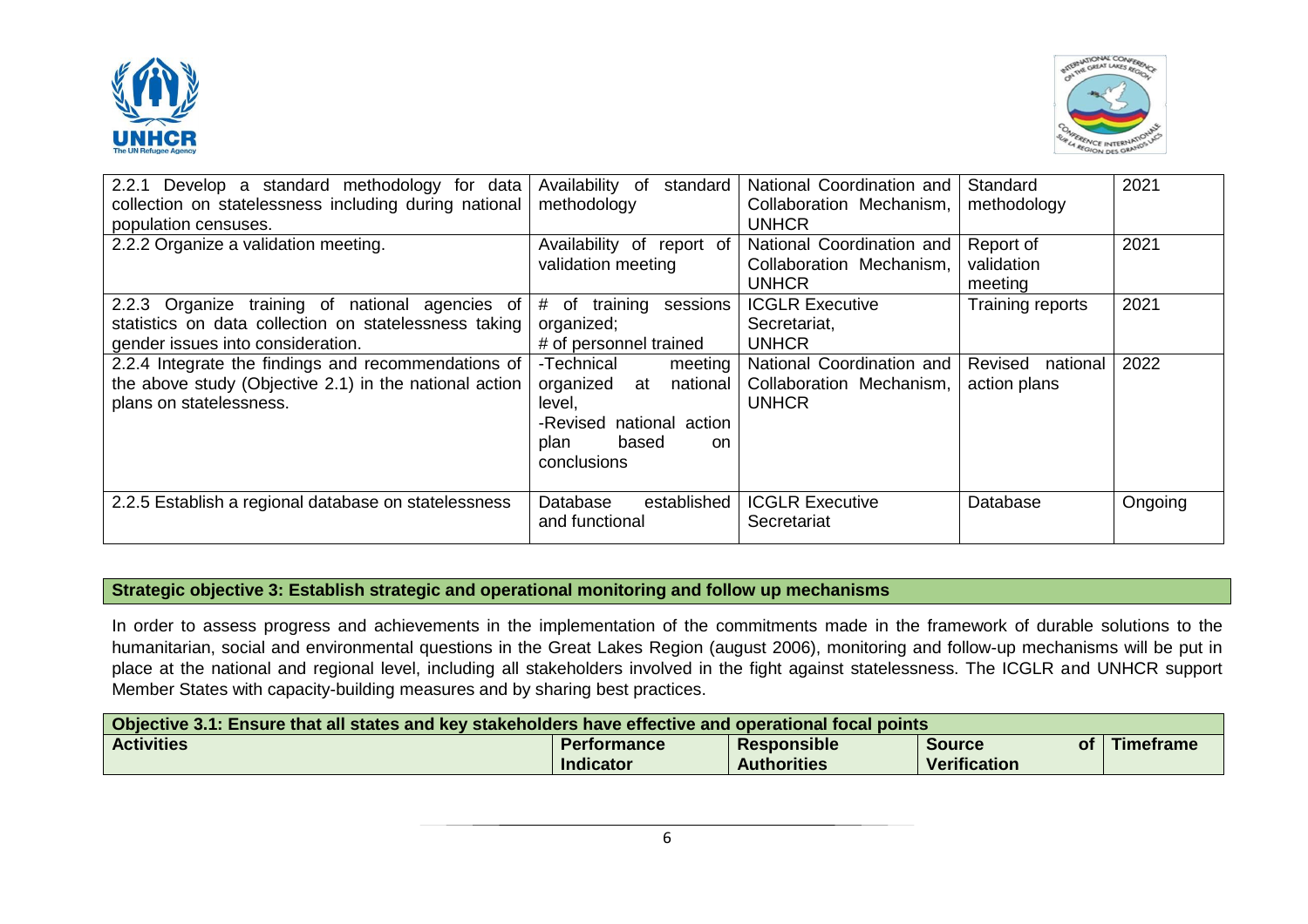| 2.2.1 Develop a standard methodology for data collection on statelessness including during national population censuses. | Availability of standard methodology | National Coordination and Collaboration Mechanism, UNHCR | Standard methodology | 2021 |
|---|---|---|---|---|
| 2.2.2 Organize a validation meeting. | Availability of report of validation meeting | National Coordination and Collaboration Mechanism, UNHCR | Report of validation meeting | 2021 |
| 2.2.3 Organize training of national agencies of statistics on data collection on statelessness taking gender issues into consideration. | # of training sessions organized; # of personnel trained | ICGLR Executive Secretariat, UNHCR | Training reports | 2021 |
| 2.2.4 Integrate the findings and recommendations of the above study (Objective 2.1) in the national action plans on statelessness. | -Technical meeting organized at national level, -Revised national action plan based on conclusions | National Coordination and Collaboration Mechanism, UNHCR | Revised national action plans | 2022 |
| 2.2.5 Establish a regional database on statelessness | Database established and functional | ICGLR Executive Secretariat | Database | Ongoing |

**Strategic objective 3: Establish strategic and operational monitoring and follow up mechanisms**

In order to assess progress and achievements in the implementation of the commitments made in the framework of durable solutions to the humanitarian, social and environmental questions in the Great Lakes Region (august 2006), monitoring and follow-up mechanisms will be put in place at the national and regional level, including all stakeholders involved in the fight against statelessness. The ICGLR and UNHCR support Member States with capacity-building measures and by sharing best practices.

| **Objective 3.1: Ensure that all states and key stakeholders have effective and operational focal points** | | | | |
|---|---|---|---|---|
| **Activities** | **Performance Indicator** | **Responsible Authorities** | **Source of Verification** | **Timeframe** |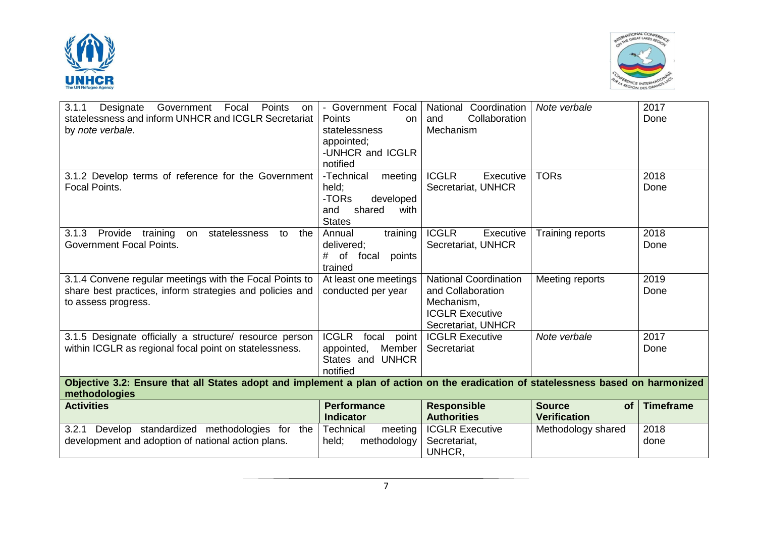| | | | | |
|---|---|---|---|---|
| 3.1.1 Designate Government Focal Points on statelessness and inform UNHCR and ICGLR Secretariat by *note verbale*. | - Government Focal Points on statelessness appointed; -UNHCR and ICGLR notified | National Coordination and Collaboration Mechanism | *Note verbale* | 2017 Done |
| 3.1.2 Develop terms of reference for the Government Focal Points. | -Technical meeting held; -TORs developed and shared with States | ICGLR Executive Secretariat, UNHCR | TORs | 2018 Done |
| 3.1.3 Provide training on statelessness to the Government Focal Points. | Annual training delivered; # of focal points trained | ICGLR Executive Secretariat, UNHCR | Training reports | 2018 Done |
| 3.1.4 Convene regular meetings with the Focal Points to share best practices, inform strategies and policies and to assess progress. | At least one meetings conducted per year | National Coordination and Collaboration Mechanism, ICGLR Executive Secretariat, UNHCR | Meeting reports | 2019 Done |
| 3.1.5 Designate officially a structure/ resource person within ICGLR as regional focal point on statelessness. | ICGLR focal point appointed, Member States and UNHCR notified | ICGLR Executive Secretariat | *Note verbale* | 2017 Done |
| **Objective 3.2: Ensure that all States adopt and implement a plan of action on the eradication of statelessness based on harmonized methodologies** | | | | |
| **Activities** | **Performance Indicator** | **Responsible Authorities** | **Source of Verification** | **Timeframe** |
| 3.2.1 Develop standardized methodologies for the development and adoption of national action plans. | Technical meeting held; methodology | ICGLR Executive Secretariat, UNHCR, | Methodology shared | 2018 done |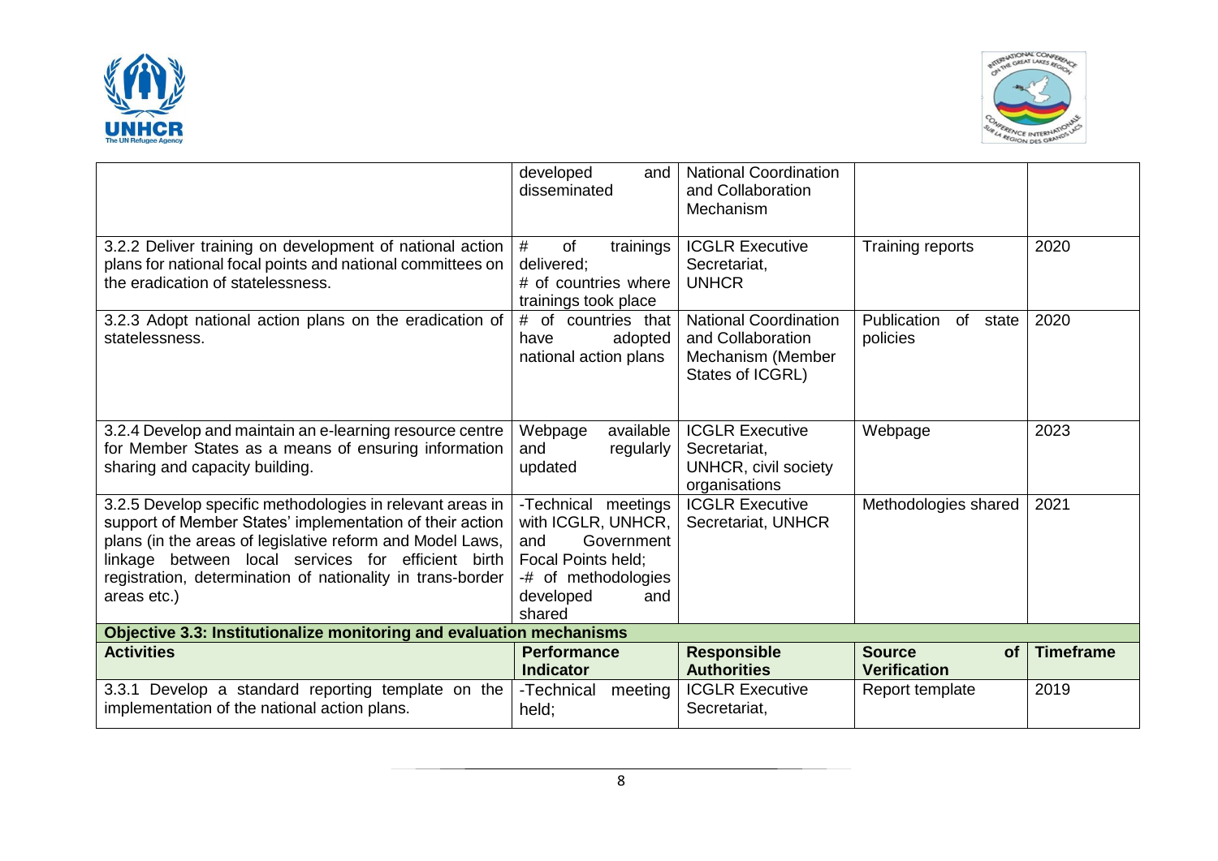| | developed and disseminated | National Coordination and Collaboration Mechanism | | |
|---|---|---|---|---|
| 3.2.2 Deliver training on development of national action plans for national focal points and national committees on the eradication of statelessness. | # of trainings delivered; # of countries where trainings took place | ICGLR Executive Secretariat, UNHCR | Training reports | 2020 |
| 3.2.3 Adopt national action plans on the eradication of statelessness. | # of countries that have adopted national action plans | National Coordination and Collaboration Mechanism (Member States of ICGRL) | Publication of state policies | 2020 |
| 3.2.4 Develop and maintain an e-learning resource centre for Member States as a means of ensuring information sharing and capacity building. | Webpage available and regularly updated | ICGLR Executive Secretariat, UNHCR, civil society organisations | Webpage | 2023 |
| 3.2.5 Develop specific methodologies in relevant areas in support of Member States' implementation of their action plans (in the areas of legislative reform and Model Laws, linkage between local services for efficient birth registration, determination of nationality in trans-border areas etc.) | -Technical meetings with ICGLR, UNHCR, and Government Focal Points held; -# of methodologies developed and shared | ICGLR Executive Secretariat, UNHCR | Methodologies shared | 2021 |
| **Objective 3.3: Institutionalize monitoring and evaluation mechanisms** | | | | |
| **Activities** | **Performance Indicator** | **Responsible Authorities** | **Source of Verification** | **Timeframe** |
| 3.3.1 Develop a standard reporting template on the implementation of the national action plans. | -Technical meeting held; | ICGLR Executive Secretariat, | Report template | 2019 |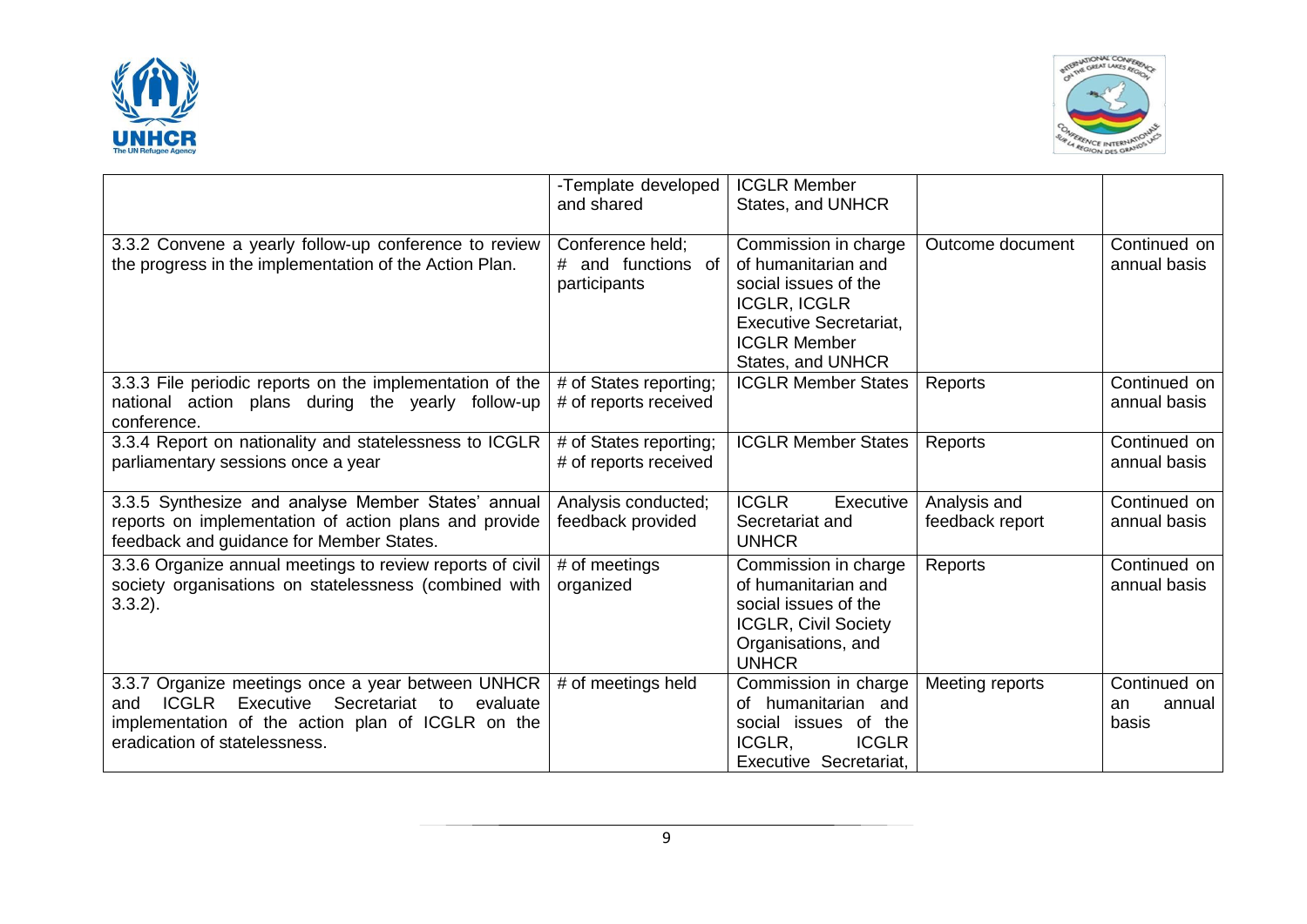| | | | | |
|---|---|---|---|---|
| | -Template developed and shared | ICGLR Member States, and UNHCR | | |
| 3.3.2 Convene a yearly follow-up conference to review the progress in the implementation of the Action Plan. | Conference held; # and functions of participants | Commission in charge of humanitarian and social issues of the ICGLR, ICGLR Executive Secretariat, ICGLR Member States, and UNHCR | Outcome document | Continued on annual basis |
| 3.3.3 File periodic reports on the implementation of the national action plans during the yearly follow-up conference. | # of States reporting; # of reports received | ICGLR Member States | Reports | Continued on annual basis |
| 3.3.4 Report on nationality and statelessness to ICGLR parliamentary sessions once a year | # of States reporting; # of reports received | ICGLR Member States | Reports | Continued on annual basis |
| 3.3.5 Synthesize and analyse Member States' annual reports on implementation of action plans and provide feedback and guidance for Member States. | Analysis conducted; feedback provided | ICGLR Executive Secretariat and UNHCR | Analysis and feedback report | Continued on annual basis |
| 3.3.6 Organize annual meetings to review reports of civil society organisations on statelessness (combined with 3.3.2). | # of meetings organized | Commission in charge of humanitarian and social issues of the ICGLR, Civil Society Organisations, and UNHCR | Reports | Continued on annual basis |
| 3.3.7 Organize meetings once a year between UNHCR and ICGLR Executive Secretariat to evaluate implementation of the action plan of ICGLR on the eradication of statelessness. | # of meetings held | Commission in charge of humanitarian and social issues of the ICGLR, ICGLR Executive Secretariat, | Meeting reports | Continued on an annual basis |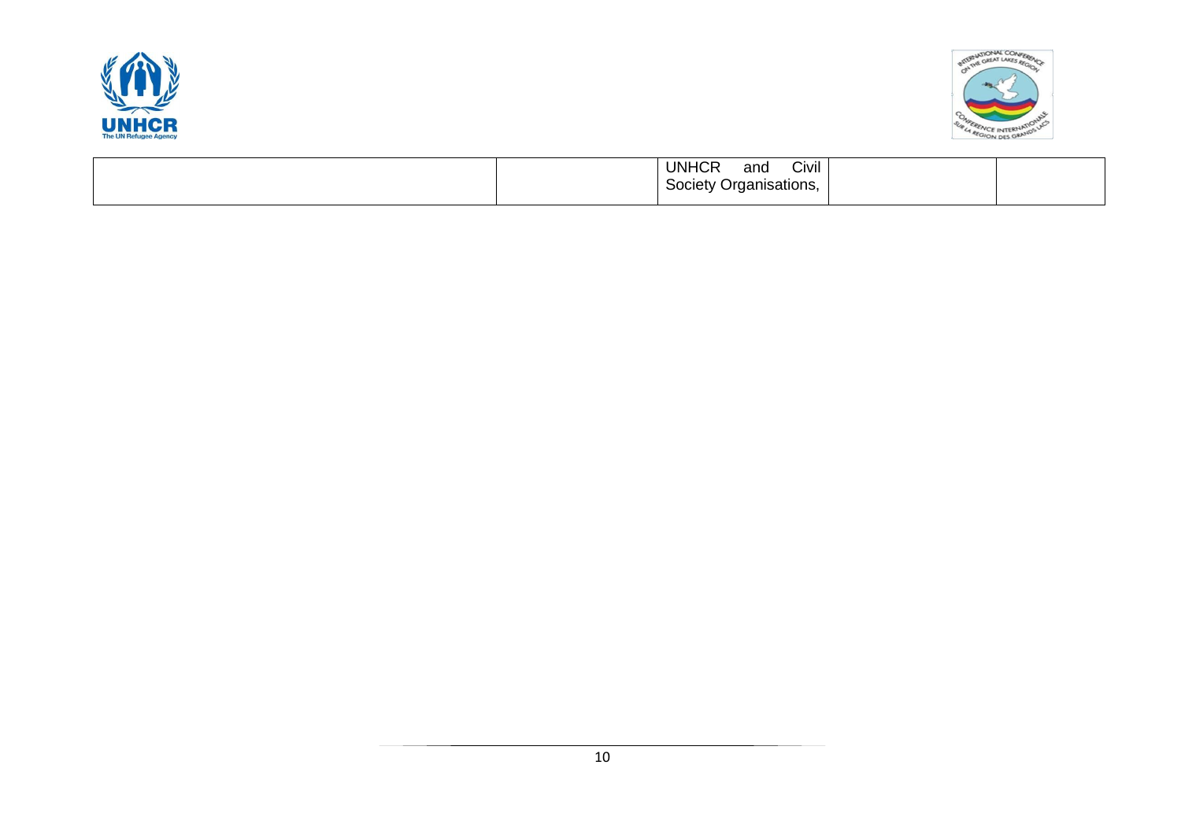| | | | | |
|---|---|---|---|---|
| | | UNHCR and Civil Society Organisations, | | |